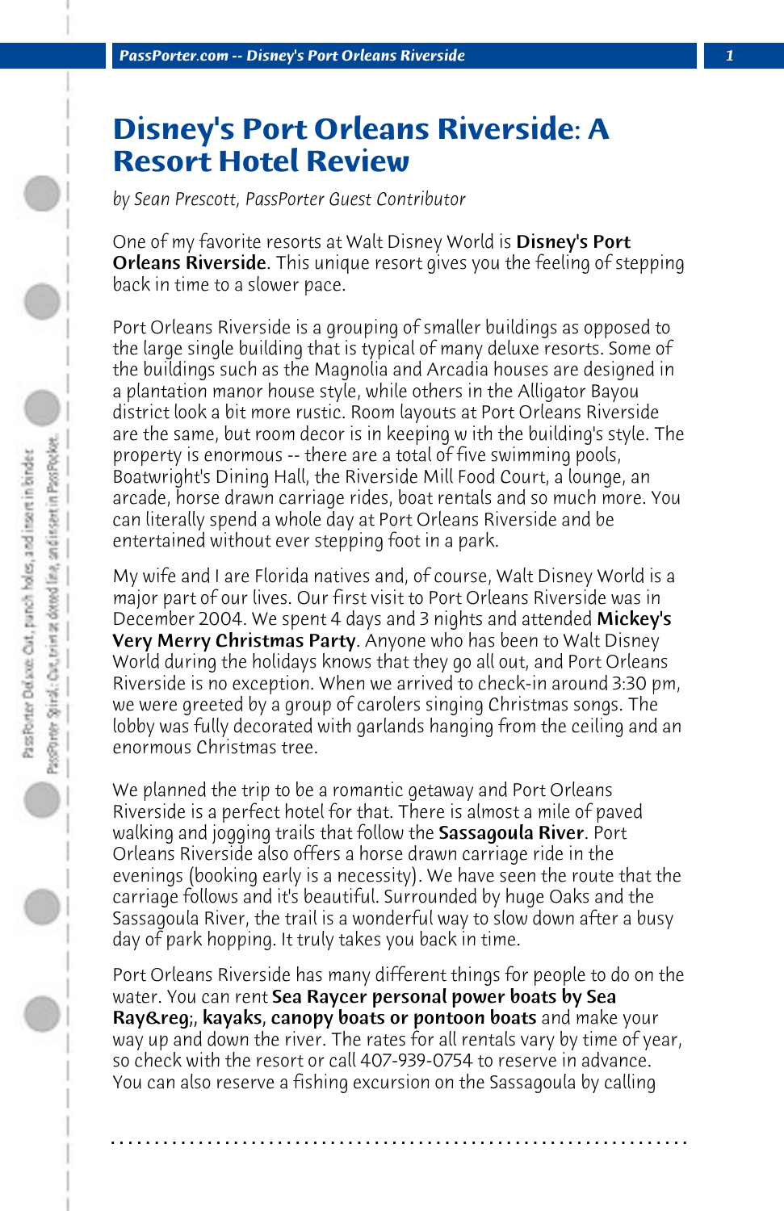# Disney's Port Orleans Riverside: A Resort Hotel Review

*by Sean Prescott, PassPorter Guest Contributor*

One of my favorite resorts at Walt Disney World is **Disney's Port Orleans Riverside**. This unique resort gives you the feeling of stepping back in time to a slower pace.

Port Orleans Riverside is a grouping of smaller buildings as opposed to the large single building that is typical of many deluxe resorts. Some of the buildings such as the Magnolia and Arcadia houses are designed in a plantation manor house style, while others in the Alligator Bayou district look a bit more rustic. Room layouts at Port Orleans Riverside are the same, but room decor is in keeping w ith the building's style. The property is enormous -- there are a total of five swimming pools, Boatwright's Dining Hall, the Riverside Mill Food Court, a lounge, an arcade, horse drawn carriage rides, boat rentals and so much more. You can literally spend a whole day at Port Orleans Riverside and be entertained without ever stepping foot in a park.

My wife and I are Florida natives and, of course, Walt Disney World is a major part of our lives. Our first visit to Port Orleans Riverside was in December 2004. We spent 4 days and 3 nights and attended **Mickey's Very Merry Christmas Party**. Anyone who has been to Walt Disney World during the holidays knows that they go all out, and Port Orleans Riverside is no exception. When we arrived to check-in around 3:30 pm, we were greeted by a group of carolers singing Christmas songs. The lobby was fully decorated with garlands hanging from the ceiling and an enormous Christmas tree.

We planned the trip to be a romantic getaway and Port Orleans Riverside is a perfect hotel for that. There is almost a mile of paved walking and jogging trails that follow the **Sassagoula River**. Port Orleans Riverside also offers a horse drawn carriage ride in the evenings (booking early is a necessity). We have seen the route that the carriage follows and it's beautiful. Surrounded by huge Oaks and the Sassagoula River, the trail is a wonderful way to slow down after a busy day of park hopping. It truly takes you back in time.

Port Orleans Riverside has many different things for people to do on the water. You can rent **Sea Raycer personal power boats by Sea Ray&reg;**, **kayaks**, **canopy boats or pontoon boats** and make your way up and down the river. The rates for all rentals vary by time of year, so check with the resort or call 407-939-0754 to reserve in advance. You can also reserve a fishing excursion on the Sassagoula by calling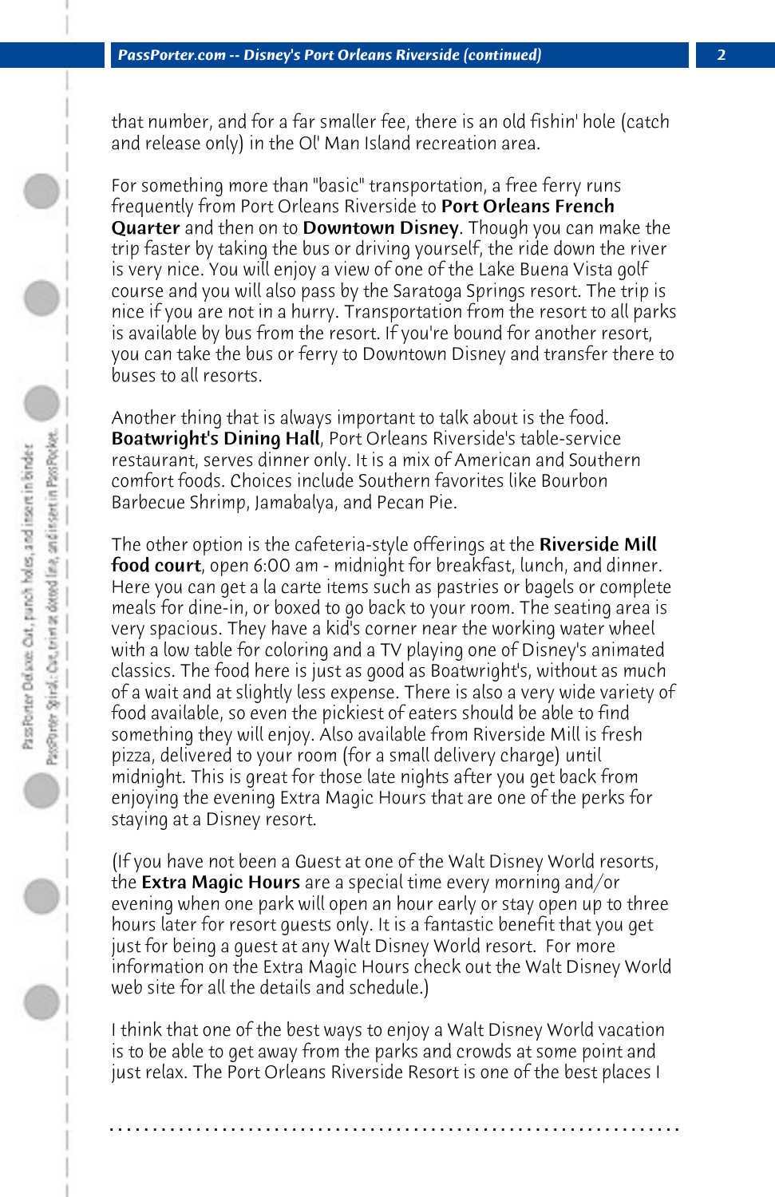that number, and for a far smaller fee, there is an old fishin' hole (catch and release only) in the Ol' Man Island recreation area.

For something more than "basic" transportation, a free ferry runs frequently from Port Orleans Riverside to **Port Orleans French Quarter** and then on to **Downtown Disney**. Though you can make the trip faster by taking the bus or driving yourself, the ride down the river is very nice. You will enjoy a view of one of the Lake Buena Vista golf course and you will also pass by the Saratoga Springs resort. The trip is nice if you are not in a hurry. Transportation from the resort to all parks is available by bus from the resort. If you're bound for another resort, you can take the bus or ferry to Downtown Disney and transfer there to buses to all resorts.

Another thing that is always important to talk about is the food. **Boatwright's Dining Hall**, Port Orleans Riverside's table-service restaurant, serves dinner only. It is a mix of American and Southern comfort foods. Choices include Southern favorites like Bourbon Barbecue Shrimp, Jamabalya, and Pecan Pie.

The other option is the cafeteria-style offerings at the **Riverside Mill food court**, open 6:00 am - midnight for breakfast, lunch, and dinner. Here you can get a la carte items such as pastries or bagels or complete meals for dine-in, or boxed to go back to your room. The seating area is very spacious. They have a kid's corner near the working water wheel with a low table for coloring and a TV playing one of Disney's animated classics. The food here is just as good as Boatwright's, without as much of a wait and at slightly less expense. There is also a very wide variety of food available, so even the pickiest of eaters should be able to find something they will enjoy. Also available from Riverside Mill is fresh pizza, delivered to your room (for a small delivery charge) until midnight. This is great for those late nights after you get back from enjoying the evening Extra Magic Hours that are one of the perks for staying at a Disney resort.

(If you have not been a Guest at one of the Walt Disney World resorts, the **Extra Magic Hours** are a special time every morning and/or evening when one park will open an hour early or stay open up to three hours later for resort guests only. It is a fantastic benefit that you get just for being a guest at any Walt Disney World resort. For more information on the Extra Magic Hours check out the Walt Disney World web site for all the details and schedule.)

I think that one of the best ways to enjoy a Walt Disney World vacation is to be able to get away from the parks and crowds at some point and just relax. The Port Orleans Riverside Resort is one of the best places I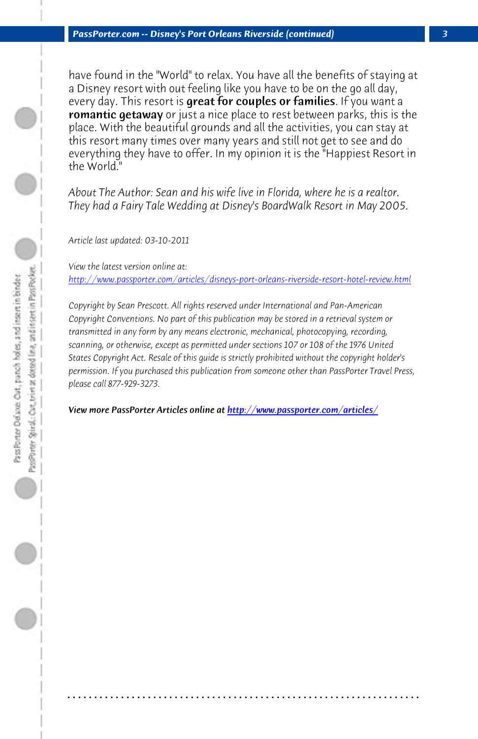have found in the "World" to relax. You have all the benefits of staying at a Disney resort with out feeling like you have to be on the go all day, every day. This resort is **great for couples or families**. If you want a **romantic getaway** or just a nice place to rest between parks, this is the place. With the beautiful grounds and all the activities, you can stay at this resort many times over many years and still not get to see and do everything they have to offer. In my opinion it is the "Happiest Resort in the World."

*About The Author: Sean and his wife live in Florida, where he is a realtor. They had a Fairy Tale Wedding at Disney's BoardWalk Resort in May 2005.*

*Article last updated: 03-10-2011*

*View the latest version online at:*
*http://www.passporter.com/articles/disneys-port-orleans-riverside-resort-hotel-review.html*

*Copyright by Sean Prescott. All rights reserved under International and Pan-American Copyright Conventions. No part of this publication may be stored in a retrieval system or transmitted in any form by any means electronic, mechanical, photocopying, recording, scanning, or otherwise, except as permitted under sections 107 or 108 of the 1976 United States Copyright Act. Resale of this guide is strictly prohibited without the copyright holder's permission. If you purchased this publication from someone other than PassPorter Travel Press, please call 877-929-3273.*

***View more PassPorter Articles online at http://www.passporter.com/articles/***